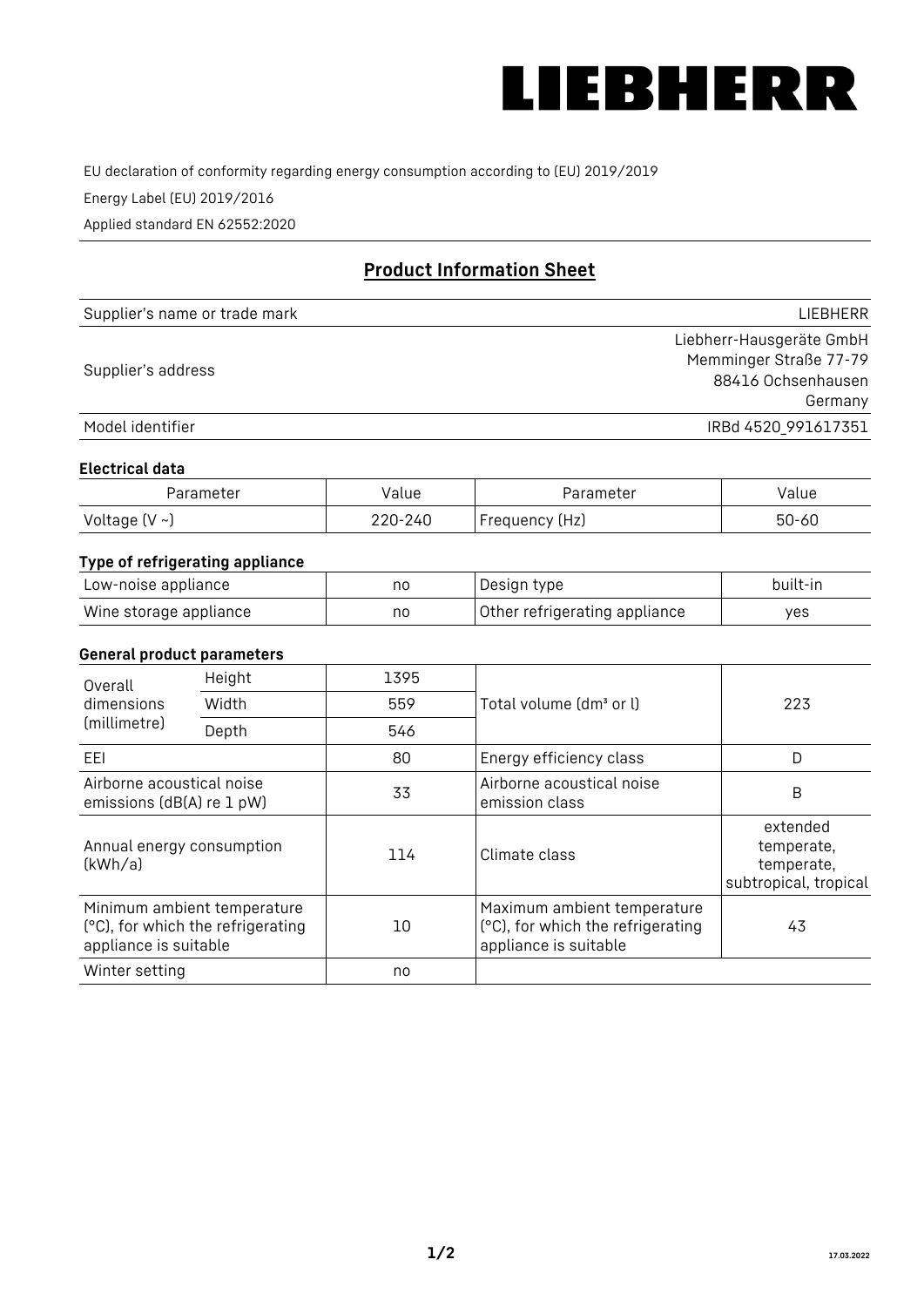# LIEBHERR

EU declaration of conformity regarding energy consumption according to (EU) 2019/2019

Energy Label (EU) 2019/2016

Applied standard EN 62552:2020

## Product Information Sheet

| | |
|---|---|
| Supplier's name or trade mark | LIEBHERR |
| Supplier's address | Liebherr-Hausgeräte GmbH<br>Memminger Straße 77-79<br>88416 Ochsenhausen<br>Germany |
| Model identifier | IRBd 4520_991617351 |

### Electrical data

| Parameter | Value | Parameter | Value |
|---|---|---|---|
| Voltage (V ~) | 220-240 | Frequency (Hz) | 50-60 |

### Type of refrigerating appliance

| | | | |
|---|---|---|---|
| Low-noise appliance | no | Design type | built-in |
| Wine storage appliance | no | Other refrigerating appliance | yes |

### General product parameters

| | | | | |
|---|---|---|---|---|
| Overall dimensions (millimetre) | Height | 1395 | Total volume (dm³ or l) | 223 |
| | Width | 559 | | |
| | Depth | 546 | | |
| EEI | | 80 | Energy efficiency class | D |
| Airborne acoustical noise emissions (dB(A) re 1 pW) | | 33 | Airborne acoustical noise emission class | B |
| Annual energy consumption (kWh/a) | | 114 | Climate class | extended temperate, temperate, subtropical, tropical |
| Minimum ambient temperature (°C), for which the refrigerating appliance is suitable | | 10 | Maximum ambient temperature (°C), for which the refrigerating appliance is suitable | 43 |
| Winter setting | | no | | |

17.03.2022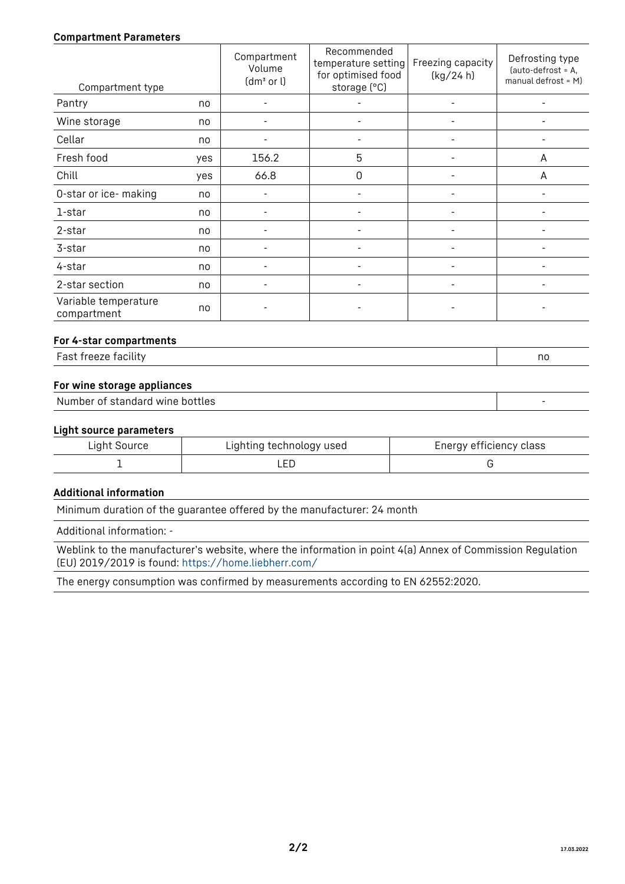**Compartment Parameters**

| Compartment type | | Compartment Volume (dm³ or l) | Recommended temperature setting for optimised food storage (°C) | Freezing capacity (kg/24 h) | Defrosting type (auto-defrost = A, manual defrost = M) |
|---|---|---|---|---|---|
| Pantry | no | - | - | - | - |
| Wine storage | no | - | - | - | - |
| Cellar | no | - | - | - | - |
| Fresh food | yes | 156.2 | 5 | - | A |
| Chill | yes | 66.8 | 0 | - | A |
| 0-star or ice- making | no | - | - | - | - |
| 1-star | no | - | - | - | - |
| 2-star | no | - | - | - | - |
| 3-star | no | - | - | - | - |
| 4-star | no | - | - | - | - |
| 2-star section | no | - | - | - | - |
| Variable temperature compartment | no | - | - | - | - |

**For 4-star compartments**

| | |
|---|---|
| Fast freeze facility | no |

**For wine storage appliances**

| | |
|---|---|
| Number of standard wine bottles | - |

**Light source parameters**

| Light Source | Lighting technology used | Energy efficiency class |
|---|---|---|
| 1 | LED | G |

**Additional information**

Minimum duration of the guarantee offered by the manufacturer: 24 month

Additional information: -

Weblink to the manufacturer's website, where the information in point 4(a) Annex of Commission Regulation (EU) 2019/2019 is found: https://home.liebherr.com/

The energy consumption was confirmed by measurements according to EN 62552:2020.

17.03.2022